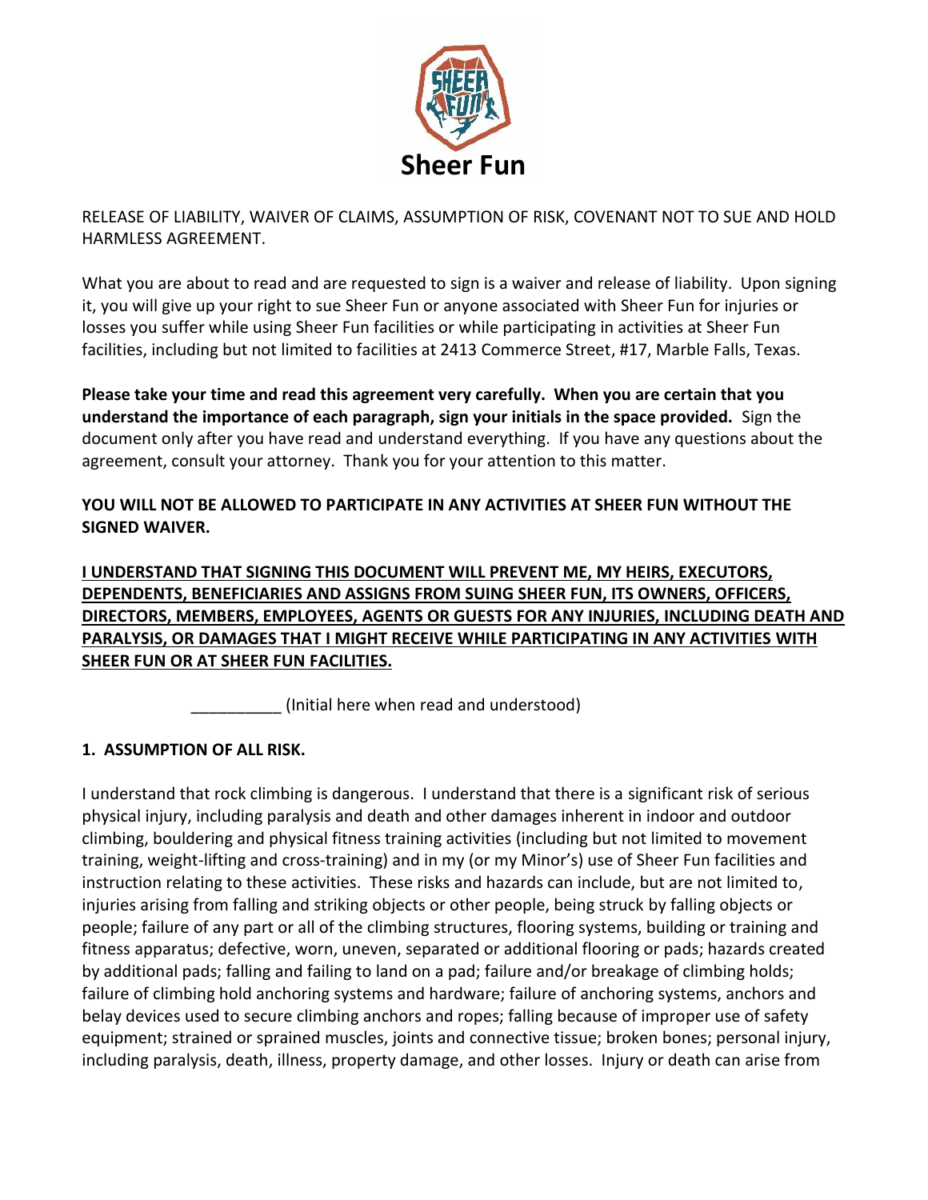# Sheer Fun

RELEASE OF LIABILITY, WAIVER OF CLAIMS, ASSUMPTION OF RISK, COVENANT NOT TO SUE AND HOLD HARMLESS AGREEMENT.

What you are about to read and are requested to sign is a waiver and release of liability. Upon signing it, you will give up your right to sue Sheer Fun or anyone associated with Sheer Fun for injuries or losses you suffer while using Sheer Fun facilities or while participating in activities at Sheer Fun facilities, including but not limited to facilities at 2413 Commerce Street, #17, Marble Falls, Texas.

**Please take your time and read this agreement very carefully. When you are certain that you understand the importance of each paragraph, sign your initials in the space provided.** Sign the document only after you have read and understand everything. If you have any questions about the agreement, consult your attorney. Thank you for your attention to this matter.

**YOU WILL NOT BE ALLOWED TO PARTICIPATE IN ANY ACTIVITIES AT SHEER FUN WITHOUT THE SIGNED WAIVER.**

**<u>I UNDERSTAND THAT SIGNING THIS DOCUMENT WILL PREVENT ME, MY HEIRS, EXECUTORS, DEPENDENTS, BENEFICIARIES AND ASSIGNS FROM SUING SHEER FUN, ITS OWNERS, OFFICERS, DIRECTORS, MEMBERS, EMPLOYEES, AGENTS OR GUESTS FOR ANY INJURIES, INCLUDING DEATH AND PARALYSIS, OR DAMAGES THAT I MIGHT RECEIVE WHILE PARTICIPATING IN ANY ACTIVITIES WITH SHEER FUN OR AT SHEER FUN FACILITIES.</u>**

__________ (Initial here when read and understood)

**1. ASSUMPTION OF ALL RISK.**

I understand that rock climbing is dangerous. I understand that there is a significant risk of serious physical injury, including paralysis and death and other damages inherent in indoor and outdoor climbing, bouldering and physical fitness training activities (including but not limited to movement training, weight-lifting and cross-training) and in my (or my Minor's) use of Sheer Fun facilities and instruction relating to these activities. These risks and hazards can include, but are not limited to, injuries arising from falling and striking objects or other people, being struck by falling objects or people; failure of any part or all of the climbing structures, flooring systems, building or training and fitness apparatus; defective, worn, uneven, separated or additional flooring or pads; hazards created by additional pads; falling and failing to land on a pad; failure and/or breakage of climbing holds; failure of climbing hold anchoring systems and hardware; failure of anchoring systems, anchors and belay devices used to secure climbing anchors and ropes; falling because of improper use of safety equipment; strained or sprained muscles, joints and connective tissue; broken bones; personal injury, including paralysis, death, illness, property damage, and other losses. Injury or death can arise from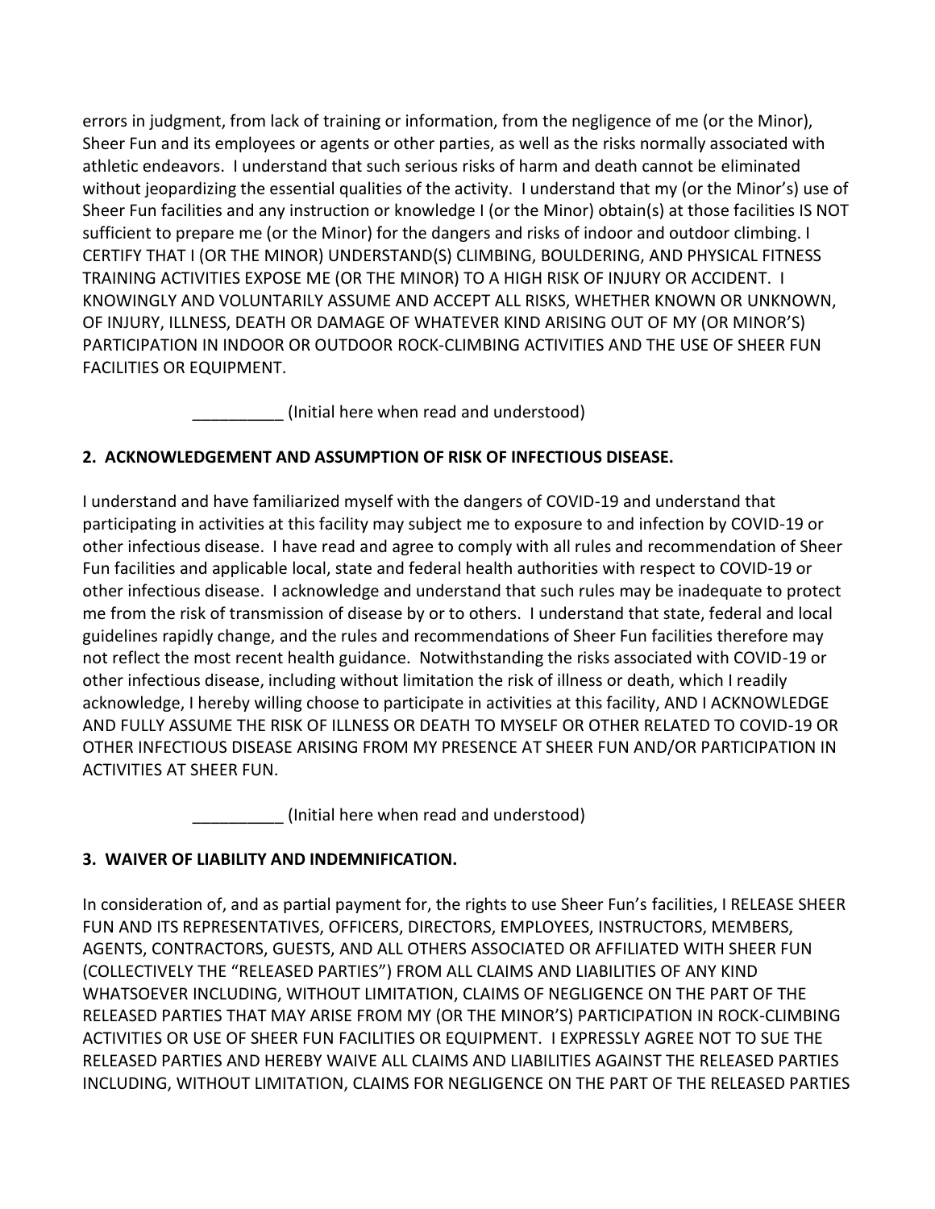errors in judgment, from lack of training or information, from the negligence of me (or the Minor), Sheer Fun and its employees or agents or other parties, as well as the risks normally associated with athletic endeavors. I understand that such serious risks of harm and death cannot be eliminated without jeopardizing the essential qualities of the activity. I understand that my (or the Minor's) use of Sheer Fun facilities and any instruction or knowledge I (or the Minor) obtain(s) at those facilities IS NOT sufficient to prepare me (or the Minor) for the dangers and risks of indoor and outdoor climbing. I CERTIFY THAT I (OR THE MINOR) UNDERSTAND(S) CLIMBING, BOULDERING, AND PHYSICAL FITNESS TRAINING ACTIVITIES EXPOSE ME (OR THE MINOR) TO A HIGH RISK OF INJURY OR ACCIDENT. I KNOWINGLY AND VOLUNTARILY ASSUME AND ACCEPT ALL RISKS, WHETHER KNOWN OR UNKNOWN, OF INJURY, ILLNESS, DEATH OR DAMAGE OF WHATEVER KIND ARISING OUT OF MY (OR MINOR'S) PARTICIPATION IN INDOOR OR OUTDOOR ROCK-CLIMBING ACTIVITIES AND THE USE OF SHEER FUN FACILITIES OR EQUIPMENT.

__________ (Initial here when read and understood)

**2. ACKNOWLEDGEMENT AND ASSUMPTION OF RISK OF INFECTIOUS DISEASE.**

I understand and have familiarized myself with the dangers of COVID-19 and understand that participating in activities at this facility may subject me to exposure to and infection by COVID-19 or other infectious disease. I have read and agree to comply with all rules and recommendation of Sheer Fun facilities and applicable local, state and federal health authorities with respect to COVID-19 or other infectious disease. I acknowledge and understand that such rules may be inadequate to protect me from the risk of transmission of disease by or to others. I understand that state, federal and local guidelines rapidly change, and the rules and recommendations of Sheer Fun facilities therefore may not reflect the most recent health guidance. Notwithstanding the risks associated with COVID-19 or other infectious disease, including without limitation the risk of illness or death, which I readily acknowledge, I hereby willing choose to participate in activities at this facility, AND I ACKNOWLEDGE AND FULLY ASSUME THE RISK OF ILLNESS OR DEATH TO MYSELF OR OTHER RELATED TO COVID-19 OR OTHER INFECTIOUS DISEASE ARISING FROM MY PRESENCE AT SHEER FUN AND/OR PARTICIPATION IN ACTIVITIES AT SHEER FUN.

__________ (Initial here when read and understood)

**3. WAIVER OF LIABILITY AND INDEMNIFICATION.**

In consideration of, and as partial payment for, the rights to use Sheer Fun's facilities, I RELEASE SHEER FUN AND ITS REPRESENTATIVES, OFFICERS, DIRECTORS, EMPLOYEES, INSTRUCTORS, MEMBERS, AGENTS, CONTRACTORS, GUESTS, AND ALL OTHERS ASSOCIATED OR AFFILIATED WITH SHEER FUN (COLLECTIVELY THE "RELEASED PARTIES") FROM ALL CLAIMS AND LIABILITIES OF ANY KIND WHATSOEVER INCLUDING, WITHOUT LIMITATION, CLAIMS OF NEGLIGENCE ON THE PART OF THE RELEASED PARTIES THAT MAY ARISE FROM MY (OR THE MINOR'S) PARTICIPATION IN ROCK-CLIMBING ACTIVITIES OR USE OF SHEER FUN FACILITIES OR EQUIPMENT. I EXPRESSLY AGREE NOT TO SUE THE RELEASED PARTIES AND HEREBY WAIVE ALL CLAIMS AND LIABILITIES AGAINST THE RELEASED PARTIES INCLUDING, WITHOUT LIMITATION, CLAIMS FOR NEGLIGENCE ON THE PART OF THE RELEASED PARTIES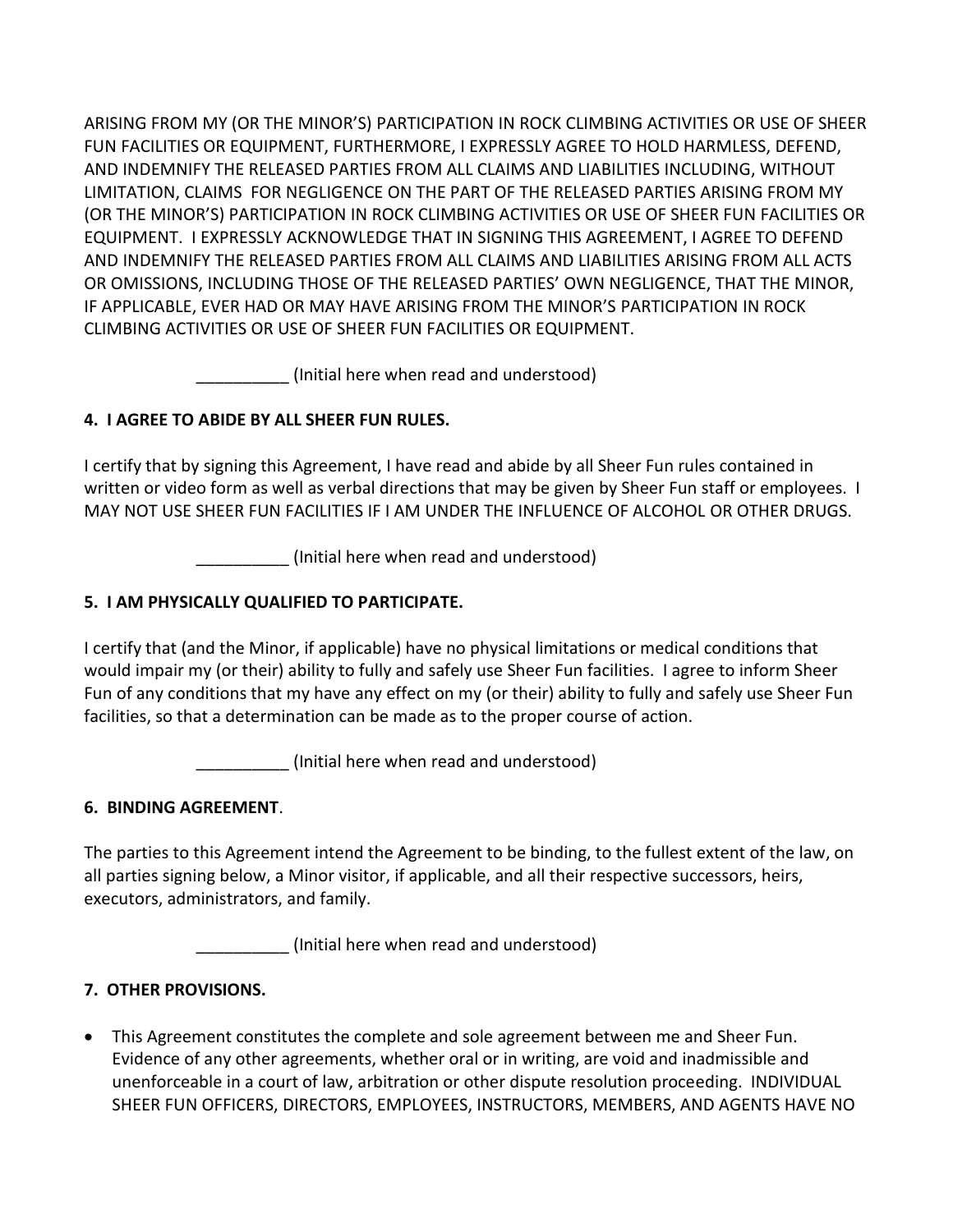ARISING FROM MY (OR THE MINOR'S) PARTICIPATION IN ROCK CLIMBING ACTIVITIES OR USE OF SHEER FUN FACILITIES OR EQUIPMENT, FURTHERMORE, I EXPRESSLY AGREE TO HOLD HARMLESS, DEFEND, AND INDEMNIFY THE RELEASED PARTIES FROM ALL CLAIMS AND LIABILITIES INCLUDING, WITHOUT LIMITATION, CLAIMS FOR NEGLIGENCE ON THE PART OF THE RELEASED PARTIES ARISING FROM MY (OR THE MINOR'S) PARTICIPATION IN ROCK CLIMBING ACTIVITIES OR USE OF SHEER FUN FACILITIES OR EQUIPMENT. I EXPRESSLY ACKNOWLEDGE THAT IN SIGNING THIS AGREEMENT, I AGREE TO DEFEND AND INDEMNIFY THE RELEASED PARTIES FROM ALL CLAIMS AND LIABILITIES ARISING FROM ALL ACTS OR OMISSIONS, INCLUDING THOSE OF THE RELEASED PARTIES' OWN NEGLIGENCE, THAT THE MINOR, IF APPLICABLE, EVER HAD OR MAY HAVE ARISING FROM THE MINOR'S PARTICIPATION IN ROCK CLIMBING ACTIVITIES OR USE OF SHEER FUN FACILITIES OR EQUIPMENT.

__________ (Initial here when read and understood)

**4. I AGREE TO ABIDE BY ALL SHEER FUN RULES.**

I certify that by signing this Agreement, I have read and abide by all Sheer Fun rules contained in written or video form as well as verbal directions that may be given by Sheer Fun staff or employees. I MAY NOT USE SHEER FUN FACILITIES IF I AM UNDER THE INFLUENCE OF ALCOHOL OR OTHER DRUGS.

__________ (Initial here when read and understood)

**5. I AM PHYSICALLY QUALIFIED TO PARTICIPATE.**

I certify that (and the Minor, if applicable) have no physical limitations or medical conditions that would impair my (or their) ability to fully and safely use Sheer Fun facilities. I agree to inform Sheer Fun of any conditions that my have any effect on my (or their) ability to fully and safely use Sheer Fun facilities, so that a determination can be made as to the proper course of action.

__________ (Initial here when read and understood)

**6. BINDING AGREEMENT**.

The parties to this Agreement intend the Agreement to be binding, to the fullest extent of the law, on all parties signing below, a Minor visitor, if applicable, and all their respective successors, heirs, executors, administrators, and family.

__________ (Initial here when read and understood)

**7. OTHER PROVISIONS.**

- This Agreement constitutes the complete and sole agreement between me and Sheer Fun. Evidence of any other agreements, whether oral or in writing, are void and inadmissible and unenforceable in a court of law, arbitration or other dispute resolution proceeding. INDIVIDUAL SHEER FUN OFFICERS, DIRECTORS, EMPLOYEES, INSTRUCTORS, MEMBERS, AND AGENTS HAVE NO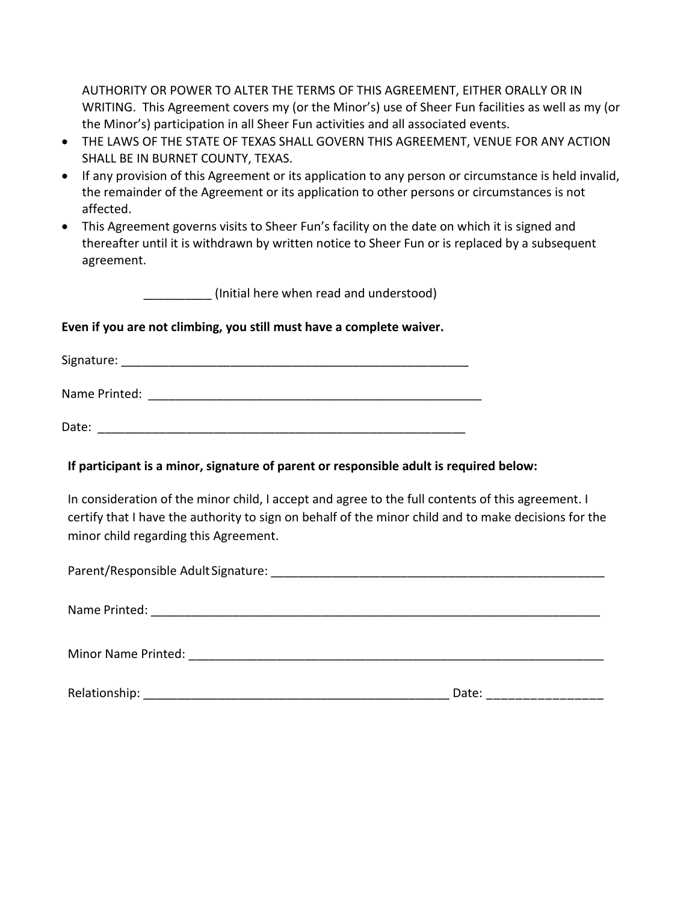AUTHORITY OR POWER TO ALTER THE TERMS OF THIS AGREEMENT, EITHER ORALLY OR IN WRITING. This Agreement covers my (or the Minor's) use of Sheer Fun facilities as well as my (or the Minor's) participation in all Sheer Fun activities and all associated events.

- THE LAWS OF THE STATE OF TEXAS SHALL GOVERN THIS AGREEMENT, VENUE FOR ANY ACTION SHALL BE IN BURNET COUNTY, TEXAS.
- If any provision of this Agreement or its application to any person or circumstance is held invalid, the remainder of the Agreement or its application to other persons or circumstances is not affected.
- This Agreement governs visits to Sheer Fun's facility on the date on which it is signed and thereafter until it is withdrawn by written notice to Sheer Fun or is replaced by a subsequent agreement.

__________ (Initial here when read and understood)

**Even if you are not climbing, you still must have a complete waiver.**

Signature: ______________________________________________________

Name Printed: ____________________________________________________

Date: _________________________________________________________

**If participant is a minor, signature of parent or responsible adult is required below:**

In consideration of the minor child, I accept and agree to the full contents of this agreement. I certify that I have the authority to sign on behalf of the minor child and to make decisions for the minor child regarding this Agreement.

Parent/Responsible Adult Signature: ___________________________________________________

Name Printed: ______________________________________________________________________

Minor Name Printed: _________________________________________________________________

Relationship: ______________________________________________ Date: ________________